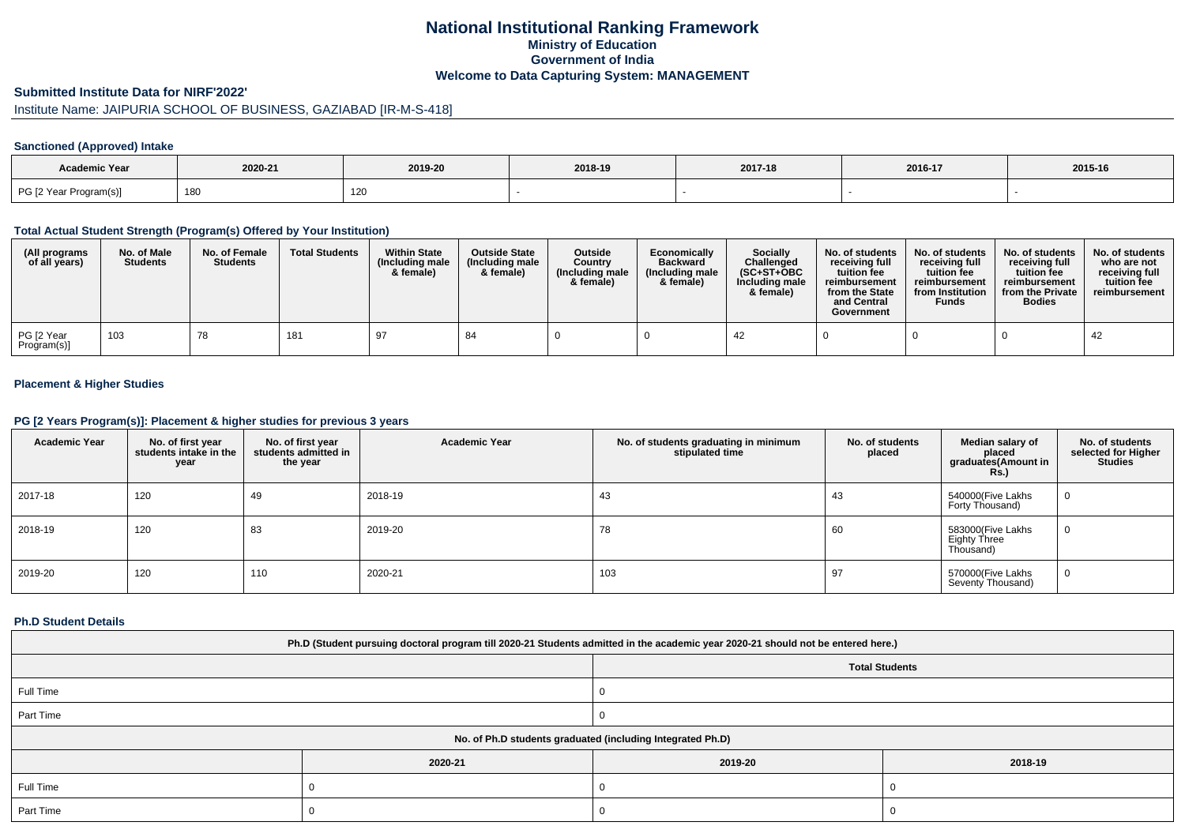# National Institutional Ranking Framework
## Ministry of Education
## Government of India
## Welcome to Data Capturing System: MANAGEMENT

**Submitted Institute Data for NIRF'2022'**

Institute Name: JAIPURIA SCHOOL OF BUSINESS, GAZIABAD [IR-M-S-418]

### Sanctioned (Approved) Intake

| Academic Year | 2020-21 | 2019-20 | 2018-19 | 2017-18 | 2016-17 | 2015-16 |
|---|---|---|---|---|---|---|
| PG [2 Year Program(s)] | 180 | 120 | - | - | - | - |

### Total Actual Student Strength (Program(s) Offered by Your Institution)

| (All programs of all years) | No. of Male Students | No. of Female Students | Total Students | Within State (Including male & female) | Outside State (Including male & female) | Outside Country (Including male & female) | Economically Backward (Including male & female) | Socially Challenged (SC+ST+OBC Including male & female) | No. of students receiving full tuition fee reimbursement from the State and Central Government | No. of students receiving full tuition fee reimbursement from Institution Funds | No. of students receiving full tuition fee reimbursement from the Private Bodies | No. of students who are not receiving full tuition fee reimbursement |
|---|---|---|---|---|---|---|---|---|---|---|---|---|
| PG [2 Year Program(s)] | 103 | 78 | 181 | 97 | 84 | 0 | 0 | 42 | 0 | 0 | 0 | 42 |

### Placement & Higher Studies

### PG [2 Years Program(s)]: Placement & higher studies for previous 3 years

| Academic Year | No. of first year students intake in the year | No. of first year students admitted in the year | Academic Year | No. of students graduating in minimum stipulated time | No. of students placed | Median salary of placed graduates(Amount in Rs.) | No. of students selected for Higher Studies |
|---|---|---|---|---|---|---|---|
| 2017-18 | 120 | 49 | 2018-19 | 43 | 43 | 540000(Five Lakhs Forty Thousand) | 0 |
| 2018-19 | 120 | 83 | 2019-20 | 78 | 60 | 583000(Five Lakhs Eighty Three Thousand) | 0 |
| 2019-20 | 120 | 110 | 2020-21 | 103 | 97 | 570000(Five Lakhs Seventy Thousand) | 0 |

### Ph.D Student Details

| Ph.D (Student pursuing doctoral program till 2020-21 Students admitted in the academic year 2020-21 should not be entered here.) | |
|---|---|
| | Total Students |
| Full Time | 0 |
| Part Time | 0 |

| No. of Ph.D students graduated (including Integrated Ph.D) | | | |
|---|---|---|---|
| | 2020-21 | 2019-20 | 2018-19 |
| Full Time | 0 | 0 | 0 |
| Part Time | 0 | 0 | 0 |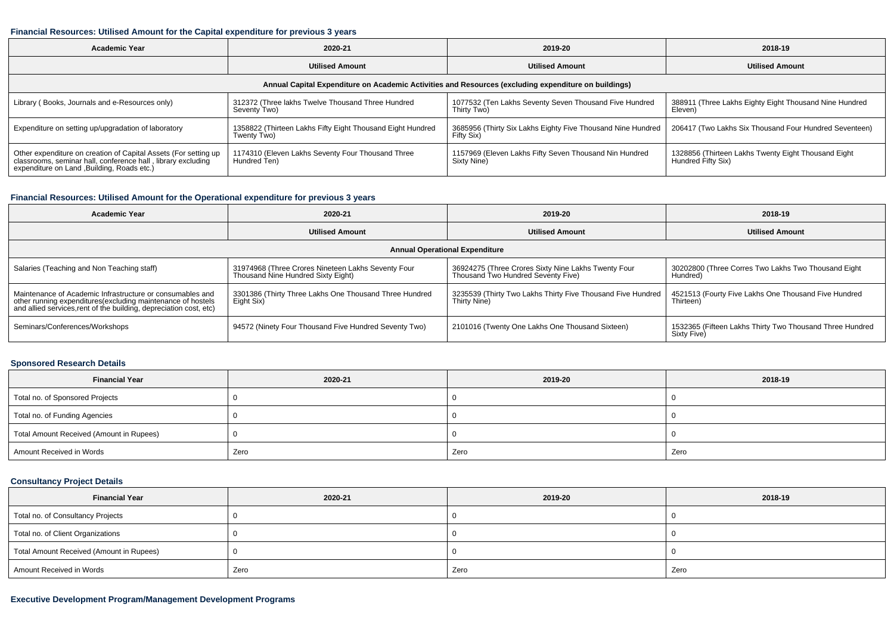### Financial Resources: Utilised Amount for the Capital expenditure for previous 3 years

| Academic Year | 2020-21 | 2019-20 | 2018-19 |
|---|---|---|---|
| | Utilised Amount | Utilised Amount | Utilised Amount |
| Annual Capital Expenditure on Academic Activities and Resources (excluding expenditure on buildings) | | | |
| Library ( Books, Journals and e-Resources only) | 312372 (Three lakhs Twelve Thousand Three Hundred Seventy Two) | 1077532 (Ten Lakhs Seventy Seven Thousand Five Hundred Thirty Two) | 388911 (Three Lakhs Eighty Eight Thousand Nine Hundred Eleven) |
| Expenditure on setting up/upgradation of laboratory | 1358822 (Thirteen Lakhs Fifty Eight Thousand Eight Hundred Twenty Two) | 3685956 (Thirty Six Lakhs Eighty Five Thousand Nine Hundred Fifty Six) | 206417 (Two Lakhs Six Thousand Four Hundred Seventeen) |
| Other expenditure on creation of Capital Assets (For setting up classrooms, seminar hall, conference hall , library excluding expenditure on Land ,Building, Roads etc.) | 1174310 (Eleven Lakhs Seventy Four Thousand Three Hundred Ten) | 1157969 (Eleven Lakhs Fifty Seven Thousand Nin Hundred Sixty Nine) | 1328856 (Thirteen Lakhs Twenty Eight Thousand Eight Hundred Fifty Six) |

### Financial Resources: Utilised Amount for the Operational expenditure for previous 3 years

| Academic Year | 2020-21 | 2019-20 | 2018-19 |
|---|---|---|---|
| | Utilised Amount | Utilised Amount | Utilised Amount |
| Annual Operational Expenditure | | | |
| Salaries (Teaching and Non Teaching staff) | 31974968 (Three Crores Nineteen Lakhs Seventy Four Thousand Nine Hundred Sixty Eight) | 36924275 (Three Crores Sixty Nine Lakhs Twenty Four Thousand Two Hundred Seventy Five) | 30202800 (Three Corres Two Lakhs Two Thousand Eight Hundred) |
| Maintenance of Academic Infrastructure or consumables and other running expenditures(excluding maintenance of hostels and allied services,rent of the building, depreciation cost, etc) | 3301386 (Thirty Three Lakhs One Thousand Three Hundred Eight Six) | 3235539 (Thirty Two Lakhs Thirty Five Thousand Five Hundred Thirty Nine) | 4521513 (Fourty Five Lakhs One Thousand Five Hundred Thirteen) |
| Seminars/Conferences/Workshops | 94572 (Ninety Four Thousand Five Hundred Seventy Two) | 2101016 (Twenty One Lakhs One Thousand Sixteen) | 1532365 (Fifteen Lakhs Thirty Two Thousand Three Hundred Sixty Five) |

### Sponsored Research Details

| Financial Year | 2020-21 | 2019-20 | 2018-19 |
|---|---|---|---|
| Total no. of Sponsored Projects | 0 | 0 | 0 |
| Total no. of Funding Agencies | 0 | 0 | 0 |
| Total Amount Received (Amount in Rupees) | 0 | 0 | 0 |
| Amount Received in Words | Zero | Zero | Zero |

### Consultancy Project Details

| Financial Year | 2020-21 | 2019-20 | 2018-19 |
|---|---|---|---|
| Total no. of Consultancy Projects | 0 | 0 | 0 |
| Total no. of Client Organizations | 0 | 0 | 0 |
| Total Amount Received (Amount in Rupees) | 0 | 0 | 0 |
| Amount Received in Words | Zero | Zero | Zero |

### Executive Development Program/Management Development Programs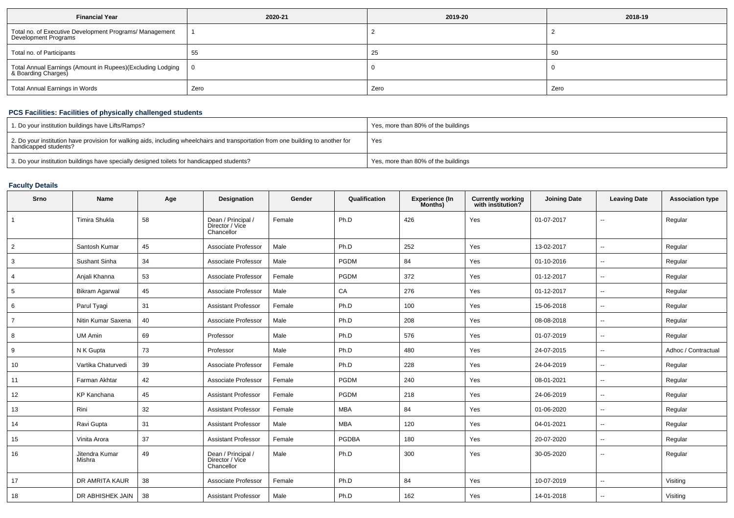| Financial Year | 2020-21 | 2019-20 | 2018-19 |
|---|---|---|---|
| Total no. of Executive Development Programs/ Management Development Programs | 1 | 2 | 2 |
| Total no. of Participants | 55 | 25 | 50 |
| Total Annual Earnings (Amount in Rupees)(Excluding Lodging & Boarding Charges) | 0 | 0 | 0 |
| Total Annual Earnings in Words | Zero | Zero | Zero |

## PCS Facilities: Facilities of physically challenged students

| | |
|---|---|
| 1. Do your institution buildings have Lifts/Ramps? | Yes, more than 80% of the buildings |
| 2. Do your institution have provision for walking aids, including wheelchairs and transportation from one building to another for handicapped students? | Yes |
| 3. Do your institution buildings have specially designed toilets for handicapped students? | Yes, more than 80% of the buildings |

## Faculty Details

| Srno | Name | Age | Designation | Gender | Qualification | Experience (In Months) | Currently working with institution? | Joining Date | Leaving Date | Association type |
|---|---|---|---|---|---|---|---|---|---|---|
| 1 | Timira Shukla | 58 | Dean / Principal / Director / Vice Chancellor | Female | Ph.D | 426 | Yes | 01-07-2017 | -- | Regular |
| 2 | Santosh Kumar | 45 | Associate Professor | Male | Ph.D | 252 | Yes | 13-02-2017 | -- | Regular |
| 3 | Sushant Sinha | 34 | Associate Professor | Male | PGDM | 84 | Yes | 01-10-2016 | -- | Regular |
| 4 | Anjali Khanna | 53 | Associate Professor | Female | PGDM | 372 | Yes | 01-12-2017 | -- | Regular |
| 5 | Bikram Agarwal | 45 | Associate Professor | Male | CA | 276 | Yes | 01-12-2017 | -- | Regular |
| 6 | Parul Tyagi | 31 | Assistant Professor | Female | Ph.D | 100 | Yes | 15-06-2018 | -- | Regular |
| 7 | Nitin Kumar Saxena | 40 | Associate Professor | Male | Ph.D | 208 | Yes | 08-08-2018 | -- | Regular |
| 8 | UM Amin | 69 | Professor | Male | Ph.D | 576 | Yes | 01-07-2019 | -- | Regular |
| 9 | N K Gupta | 73 | Professor | Male | Ph.D | 480 | Yes | 24-07-2015 | -- | Adhoc / Contractual |
| 10 | Vartika Chaturvedi | 39 | Associate Professor | Female | Ph.D | 228 | Yes | 24-04-2019 | -- | Regular |
| 11 | Farman Akhtar | 42 | Associate Professor | Female | PGDM | 240 | Yes | 08-01-2021 | -- | Regular |
| 12 | KP Kanchana | 45 | Assistant Professor | Female | PGDM | 218 | Yes | 24-06-2019 | -- | Regular |
| 13 | Rini | 32 | Assistant Professor | Female | MBA | 84 | Yes | 01-06-2020 | -- | Regular |
| 14 | Ravi Gupta | 31 | Assistant Professor | Male | MBA | 120 | Yes | 04-01-2021 | -- | Regular |
| 15 | Vinita Arora | 37 | Assistant Professor | Female | PGDBA | 180 | Yes | 20-07-2020 | -- | Regular |
| 16 | Jitendra Kumar Mishra | 49 | Dean / Principal / Director / Vice Chancellor | Male | Ph.D | 300 | Yes | 30-05-2020 | -- | Regular |
| 17 | DR AMRITA KAUR | 38 | Associate Professor | Female | Ph.D | 84 | Yes | 10-07-2019 | -- | Visiting |
| 18 | DR ABHISHEK JAIN | 38 | Assistant Professor | Male | Ph.D | 162 | Yes | 14-01-2018 | -- | Visiting |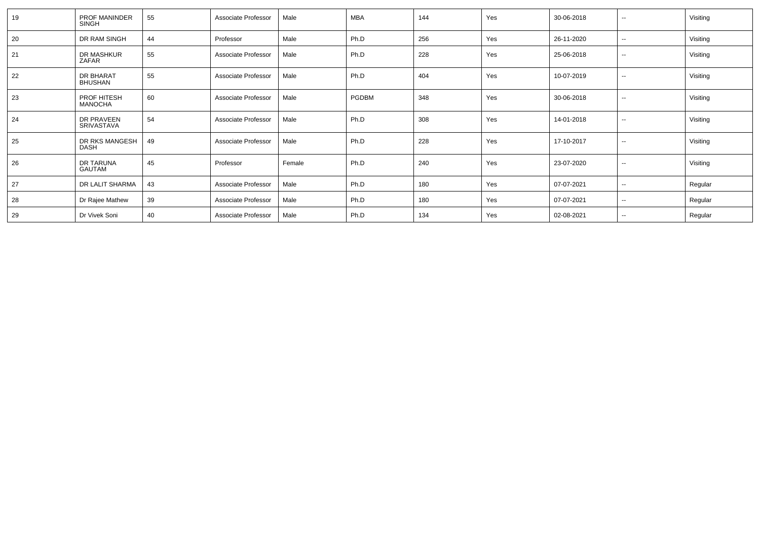| | | | | | | | | | | |
|---|---|---|---|---|---|---|---|---|---|---|
| 19 | PROF MANINDER SINGH | 55 | Associate Professor | Male | MBA | 144 | Yes | 30-06-2018 | -- | Visiting |
| 20 | DR RAM SINGH | 44 | Professor | Male | Ph.D | 256 | Yes | 26-11-2020 | -- | Visiting |
| 21 | DR MASHKUR ZAFAR | 55 | Associate Professor | Male | Ph.D | 228 | Yes | 25-06-2018 | -- | Visiting |
| 22 | DR BHARAT BHUSHAN | 55 | Associate Professor | Male | Ph.D | 404 | Yes | 10-07-2019 | -- | Visiting |
| 23 | PROF HITESH MANOCHA | 60 | Associate Professor | Male | PGDBM | 348 | Yes | 30-06-2018 | -- | Visiting |
| 24 | DR PRAVEEN SRIVASTAVA | 54 | Associate Professor | Male | Ph.D | 308 | Yes | 14-01-2018 | -- | Visiting |
| 25 | DR RKS MANGESH DASH | 49 | Associate Professor | Male | Ph.D | 228 | Yes | 17-10-2017 | -- | Visiting |
| 26 | DR TARUNA GAUTAM | 45 | Professor | Female | Ph.D | 240 | Yes | 23-07-2020 | -- | Visiting |
| 27 | DR LALIT SHARMA | 43 | Associate Professor | Male | Ph.D | 180 | Yes | 07-07-2021 | -- | Regular |
| 28 | Dr Rajee Mathew | 39 | Associate Professor | Male | Ph.D | 180 | Yes | 07-07-2021 | -- | Regular |
| 29 | Dr Vivek Soni | 40 | Associate Professor | Male | Ph.D | 134 | Yes | 02-08-2021 | -- | Regular |